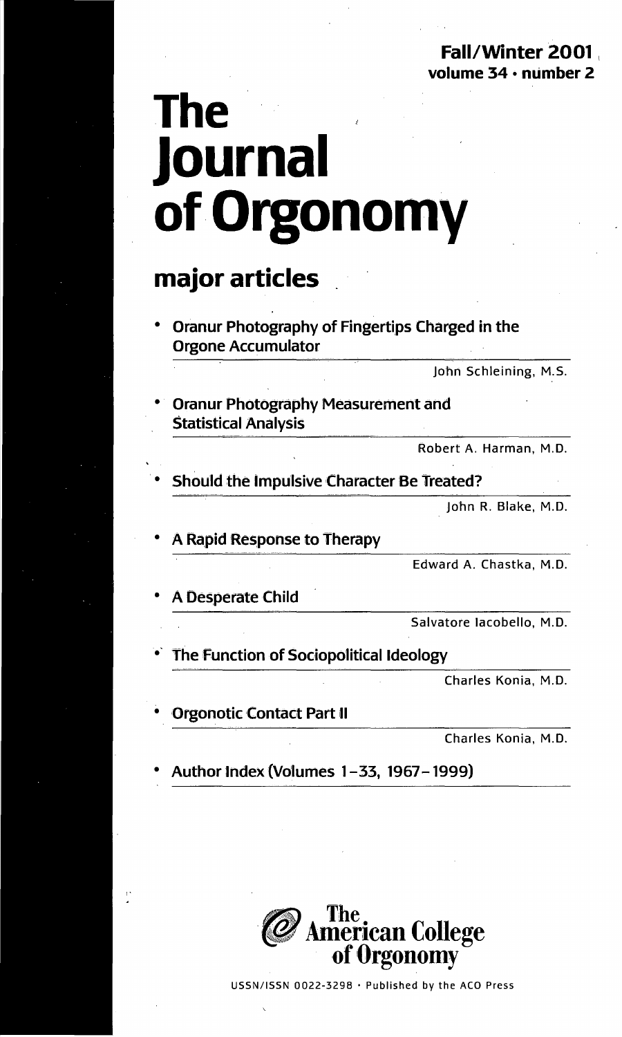**Fall/Winter 2001**
**volume 34 • number 2**

# The Journal of Orgonomy

## major articles

- **Oranur Photography of Fingertips Charged in the Orgone Accumulator**
  John Schleining, M.S.

- **Oranur Photography Measurement and Statistical Analysis**
  Robert A. Harman, M.D.

- **Should the Impulsive Character Be Treated?**
  John R. Blake, M.D.

- **A Rapid Response to Therapy**
  Edward A. Chastka, M.D.

- **A Desperate Child**
  Salvatore Iacobello, M.D.

- **The Function of Sociopolitical Ideology**
  Charles Konia, M.D.

- **Orgonotic Contact Part II**
  Charles Konia, M.D.

- **Author Index (Volumes 1–33, 1967–1999)**

The American College of Orgonomy

USSN/ISSN 0022-3298 • Published by the ACO Press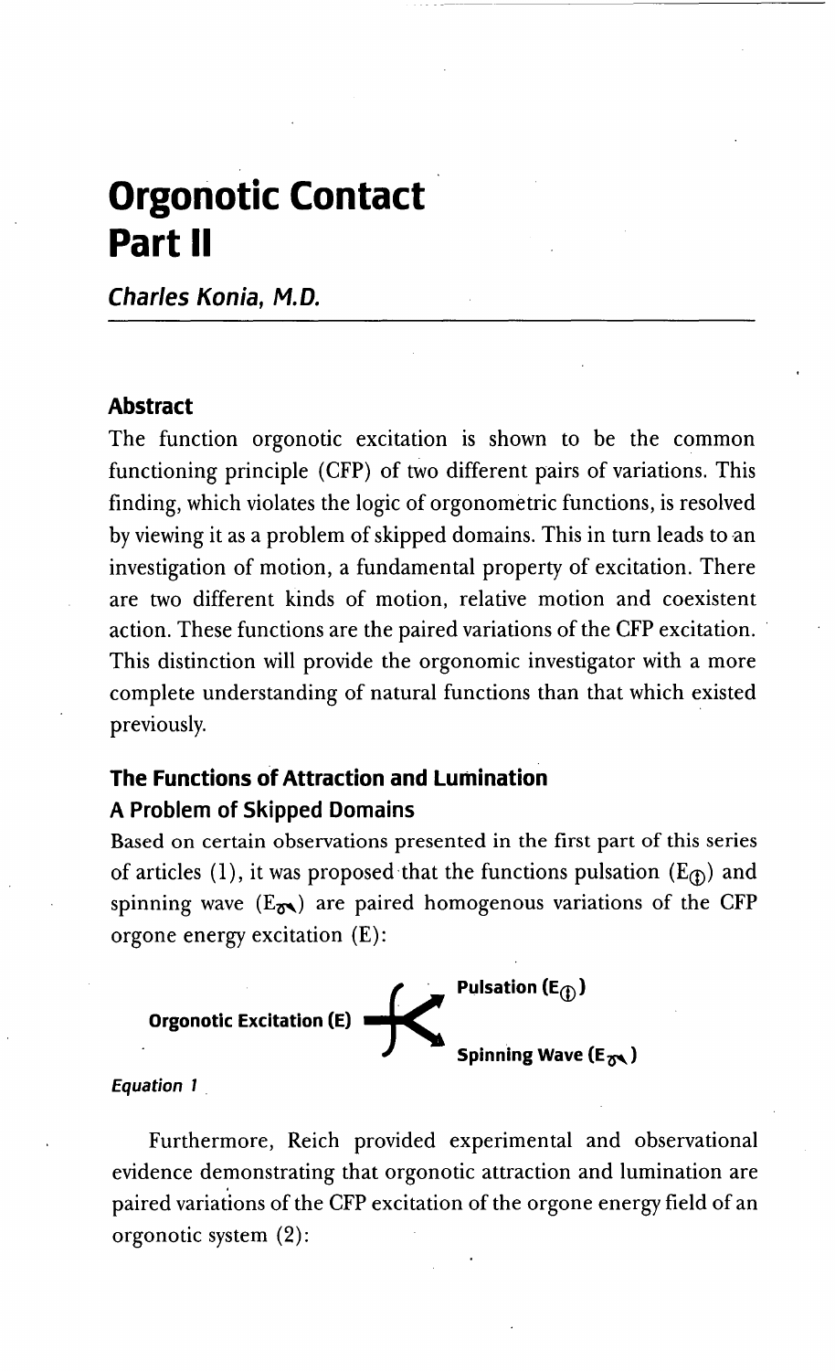# Orgonotic Contact Part II

*Charles Konia, M.D.*

## Abstract

The function orgonotic excitation is shown to be the common functioning principle (CFP) of two different pairs of variations. This finding, which violates the logic of orgonometric functions, is resolved by viewing it as a problem of skipped domains. This in turn leads to an investigation of motion, a fundamental property of excitation. There are two different kinds of motion, relative motion and coexistent action. These functions are the paired variations of the CFP excitation. This distinction will provide the orgonomic investigator with a more complete understanding of natural functions than that which existed previously.

## The Functions of Attraction and Lumination

### A Problem of Skipped Domains

Based on certain observations presented in the first part of this series of articles (1), it was proposed that the functions pulsation ($E_{\oplus}$) and spinning wave ($E_{\sigma}$) are paired homogenous variations of the CFP orgone energy excitation (E):

$$\text{Orgonotic Excitation (E)} \prec \begin{matrix} \text{Pulsation } (E_{\oplus}) \\ \text{Spinning Wave } (E_{\sigma}) \end{matrix}$$

*Equation 1*

Furthermore, Reich provided experimental and observational evidence demonstrating that orgonotic attraction and lumination are paired variations of the CFP excitation of the orgone energy field of an orgonotic system (2):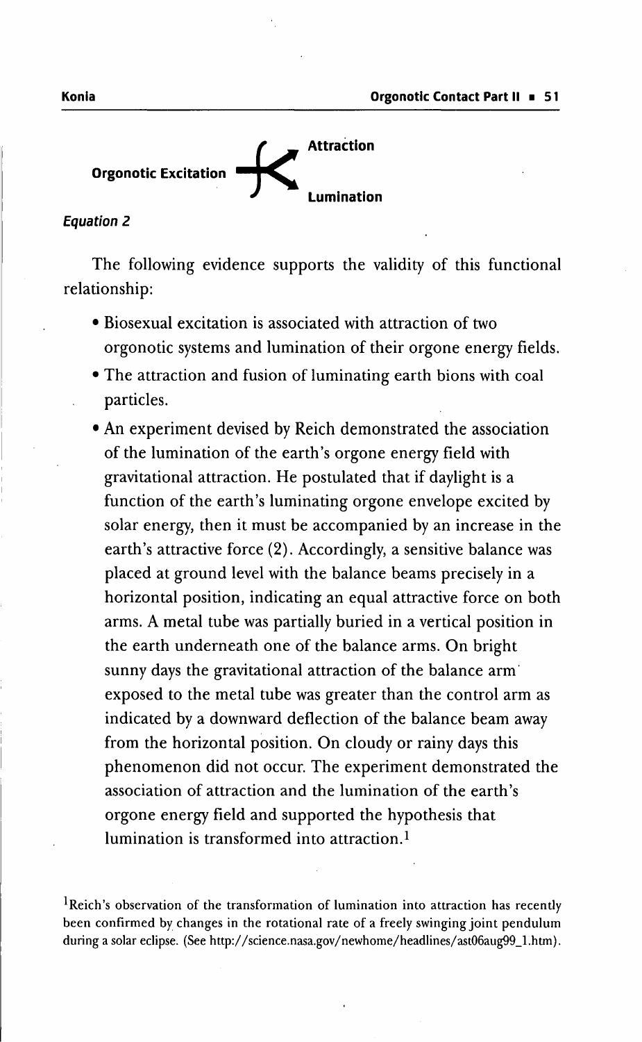Orgonotic Excitation → Attraction / Lumination

*Equation 2*

The following evidence supports the validity of this functional relationship:

- Biosexual excitation is associated with attraction of two orgonotic systems and lumination of their orgone energy fields.
- The attraction and fusion of luminating earth bions with coal particles.
- An experiment devised by Reich demonstrated the association of the lumination of the earth's orgone energy field with gravitational attraction. He postulated that if daylight is a function of the earth's luminating orgone envelope excited by solar energy, then it must be accompanied by an increase in the earth's attractive force (2). Accordingly, a sensitive balance was placed at ground level with the balance beams precisely in a horizontal position, indicating an equal attractive force on both arms. A metal tube was partially buried in a vertical position in the earth underneath one of the balance arms. On bright sunny days the gravitational attraction of the balance arm exposed to the metal tube was greater than the control arm as indicated by a downward deflection of the balance beam away from the horizontal position. On cloudy or rainy days this phenomenon did not occur. The experiment demonstrated the association of attraction and the lumination of the earth's orgone energy field and supported the hypothesis that lumination is transformed into attraction.[1]

[1]Reich's observation of the transformation of lumination into attraction has recently been confirmed by changes in the rotational rate of a freely swinging joint pendulum during a solar eclipse. (See http://science.nasa.gov/newhome/headlines/ast06aug99_1.htm).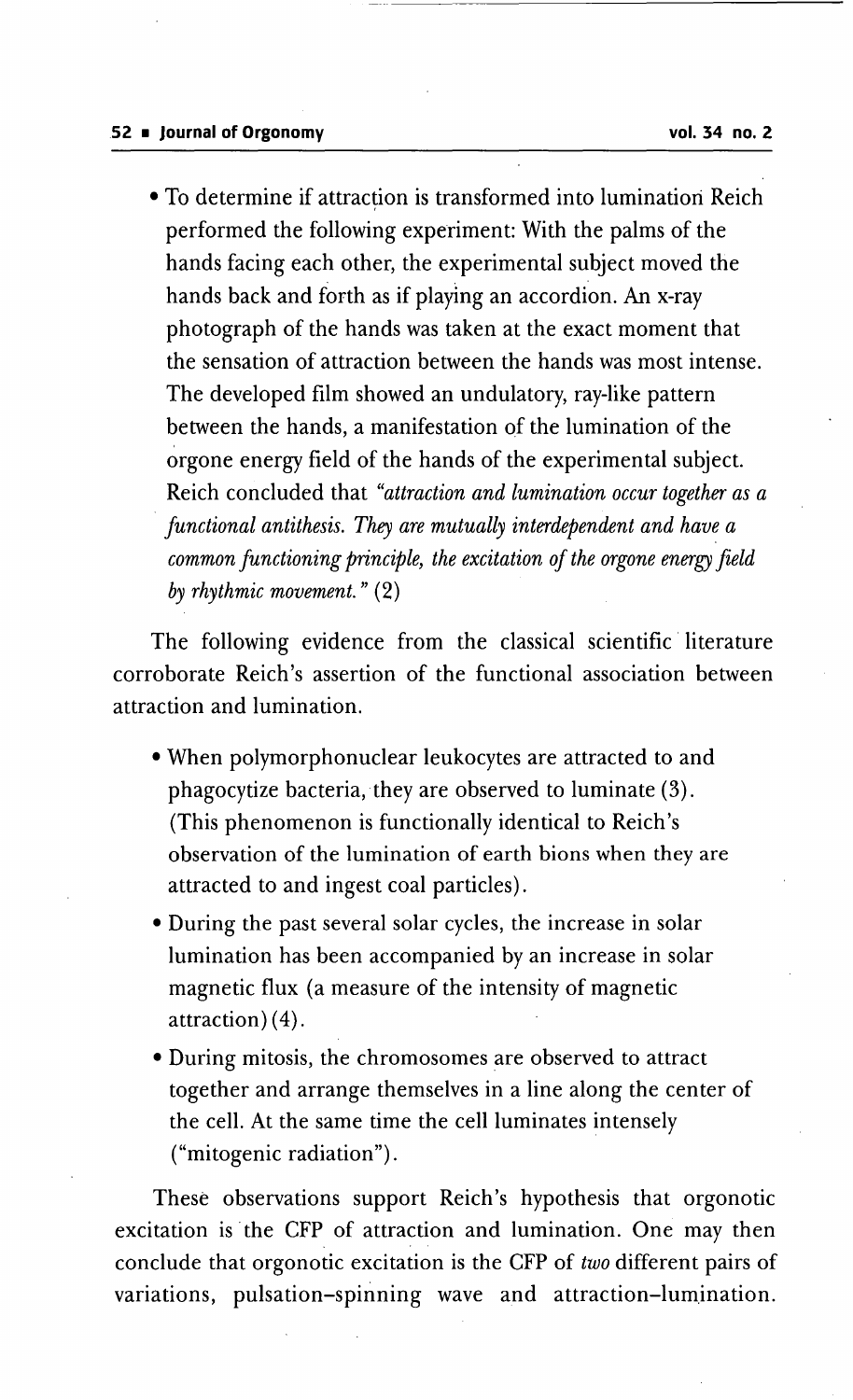- To determine if attraction is transformed into lumination Reich performed the following experiment: With the palms of the hands facing each other, the experimental subject moved the hands back and forth as if playing an accordion. An x-ray photograph of the hands was taken at the exact moment that the sensation of attraction between the hands was most intense. The developed film showed an undulatory, ray-like pattern between the hands, a manifestation of the lumination of the orgone energy field of the hands of the experimental subject. Reich concluded that *"attraction and lumination occur together as a functional antithesis. They are mutually interdependent and have a common functioning principle, the excitation of the orgone energy field by rhythmic movement."* (2)

The following evidence from the classical scientific literature corroborate Reich's assertion of the functional association between attraction and lumination.

- When polymorphonuclear leukocytes are attracted to and phagocytize bacteria, they are observed to luminate (3). (This phenomenon is functionally identical to Reich's observation of the lumination of earth bions when they are attracted to and ingest coal particles).
- During the past several solar cycles, the increase in solar lumination has been accompanied by an increase in solar magnetic flux (a measure of the intensity of magnetic attraction) (4).
- During mitosis, the chromosomes are observed to attract together and arrange themselves in a line along the center of the cell. At the same time the cell luminates intensely ("mitogenic radiation").

These observations support Reich's hypothesis that orgonotic excitation is the CFP of attraction and lumination. One may then conclude that orgonotic excitation is the CFP of *two* different pairs of variations, pulsation–spinning wave and attraction–lumination.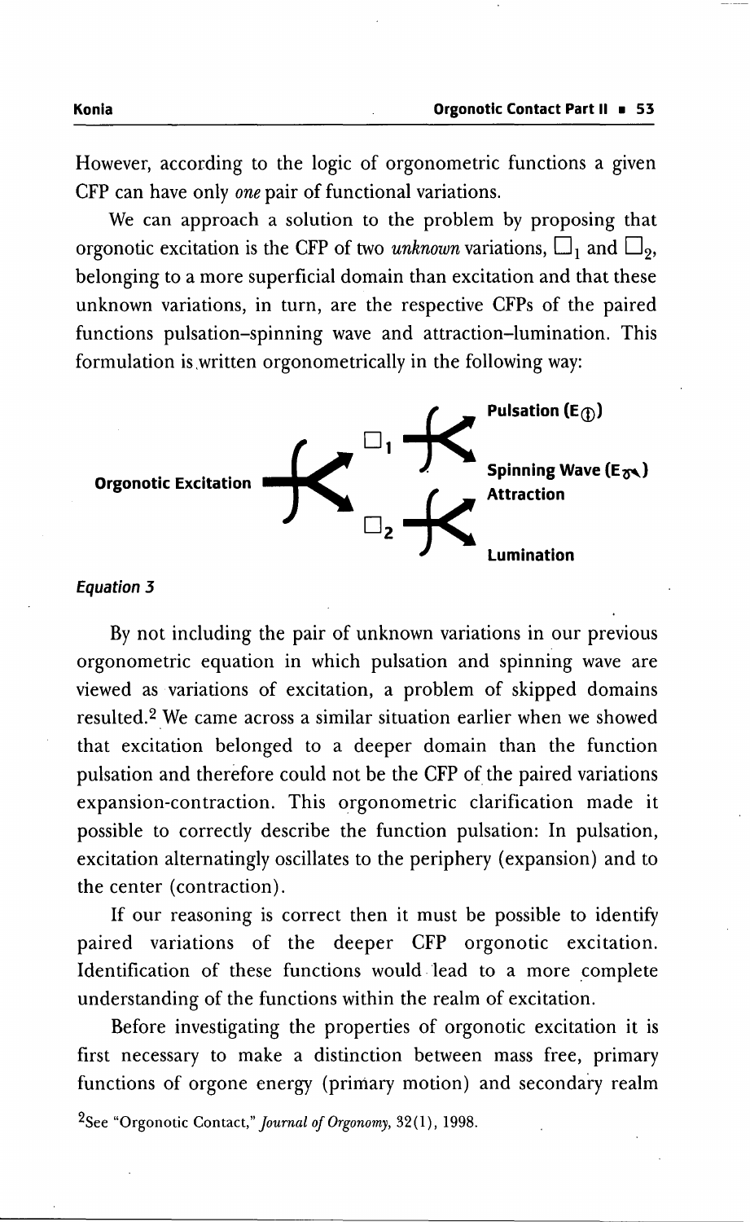However, according to the logic of orgonometric functions a given CFP can have only *one* pair of functional variations.

We can approach a solution to the problem by proposing that orgonotic excitation is the CFP of two *unknown* variations, $\square_1$ and $\square_2$, belonging to a more superficial domain than excitation and that these unknown variations, in turn, are the respective CFPs of the paired functions pulsation–spinning wave and attraction–lumination. This formulation is written orgonometrically in the following way:

**Orgonotic Excitation** → $\square_1$ → **Pulsation ($E_{\oplus}$)**, **Spinning Wave ($E_{\sigma}$)**

**Orgonotic Excitation** → $\square_2$ → **Attraction**, **Lumination**

***Equation 3***

By not including the pair of unknown variations in our previous orgonometric equation in which pulsation and spinning wave are viewed as variations of excitation, a problem of skipped domains resulted.[2] We came across a similar situation earlier when we showed that excitation belonged to a deeper domain than the function pulsation and therefore could not be the CFP of the paired variations expansion-contraction. This orgonometric clarification made it possible to correctly describe the function pulsation: In pulsation, excitation alternatingly oscillates to the periphery (expansion) and to the center (contraction).

If our reasoning is correct then it must be possible to identify paired variations of the deeper CFP orgonotic excitation. Identification of these functions would lead to a more complete understanding of the functions within the realm of excitation.

Before investigating the properties of orgonotic excitation it is first necessary to make a distinction between mass free, primary functions of orgone energy (primary motion) and secondary realm

[2] See "Orgonotic Contact," *Journal of Orgonomy*, 32(1), 1998.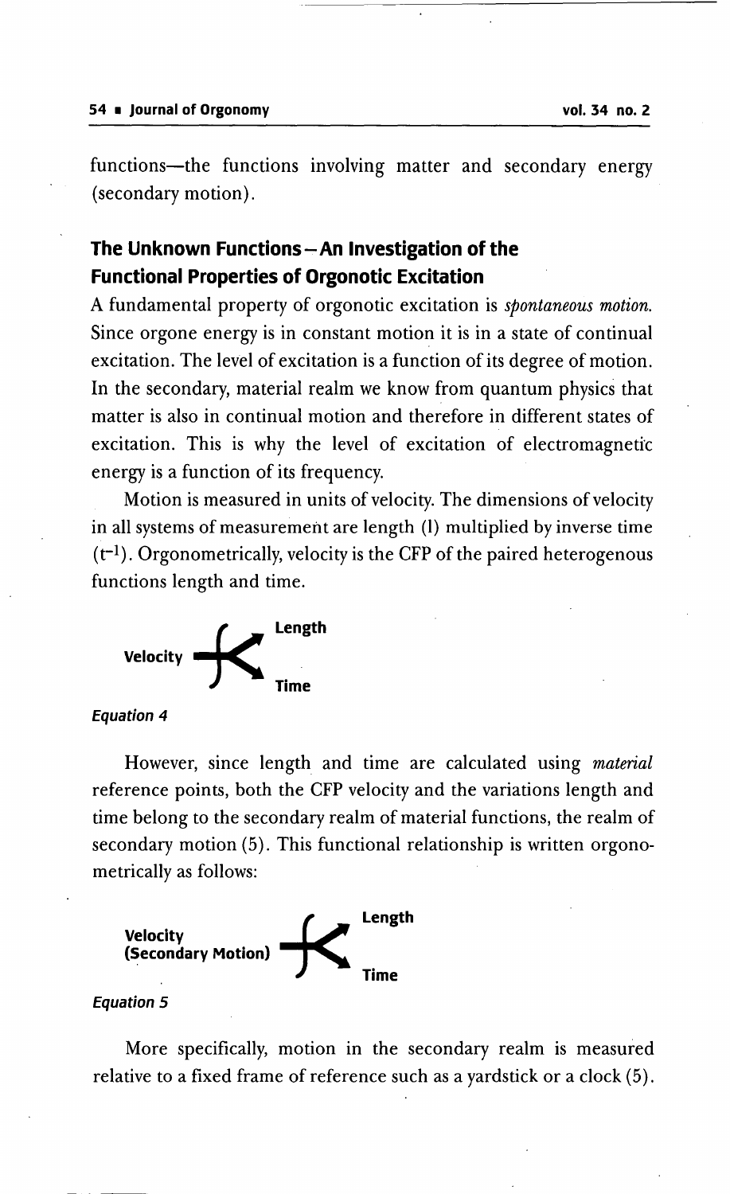functions—the functions involving matter and secondary energy (secondary motion).

## The Unknown Functions – An Investigation of the Functional Properties of Orgonotic Excitation

A fundamental property of orgonotic excitation is *spontaneous motion.* Since orgone energy is in constant motion it is in a state of continual excitation. The level of excitation is a function of its degree of motion. In the secondary, material realm we know from quantum physics that matter is also in continual motion and therefore in different states of excitation. This is why the level of excitation of electromagnetic energy is a function of its frequency.

Motion is measured in units of velocity. The dimensions of velocity in all systems of measurement are length (l) multiplied by inverse time ($t^{-1}$). Orgonometrically, velocity is the CFP of the paired heterogenous functions length and time.

**Velocity** ⟶ **Length** / **Time**

*Equation 4*

However, since length and time are calculated using *material* reference points, both the CFP velocity and the variations length and time belong to the secondary realm of material functions, the realm of secondary motion (5). This functional relationship is written orgonometrically as follows:

**Velocity (Secondary Motion)** ⟶ **Length** / **Time**

*Equation 5*

More specifically, motion in the secondary realm is measured relative to a fixed frame of reference such as a yardstick or a clock (5).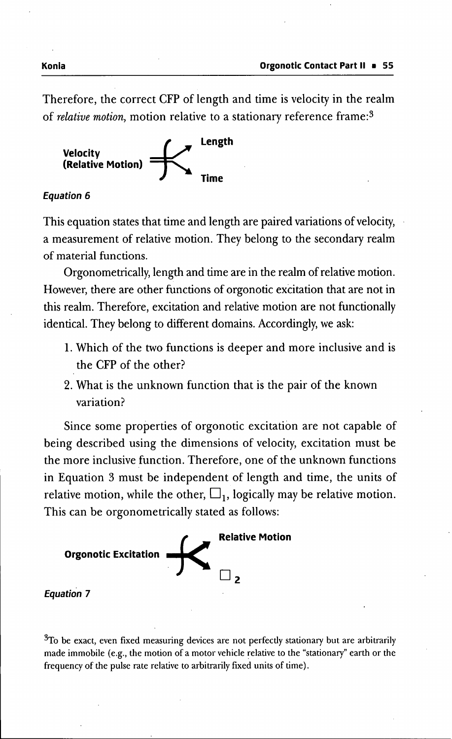Therefore, the correct CFP of length and time is velocity in the realm of *relative motion*, motion relative to a stationary reference frame:[3]

**Velocity (Relative Motion)** ⟶ **Length** / **Time**

*Equation 6*

This equation states that time and length are paired variations of velocity, a measurement of relative motion. They belong to the secondary realm of material functions.

Orgonometrically, length and time are in the realm of relative motion. However, there are other functions of orgonotic excitation that are not in this realm. Therefore, excitation and relative motion are not functionally identical. They belong to different domains. Accordingly, we ask:

1. Which of the two functions is deeper and more inclusive and is the CFP of the other?
2. What is the unknown function that is the pair of the known variation?

Since some properties of orgonotic excitation are not capable of being described using the dimensions of velocity, excitation must be the more inclusive function. Therefore, one of the unknown functions in Equation 3 must be independent of length and time, the units of relative motion, while the other, $\Box_1$, logically may be relative motion. This can be orgonometrically stated as follows:

**Orgonotic Excitation** ⟶ **Relative Motion** / $\Box_2$

*Equation 7*

[3]To be exact, even fixed measuring devices are not perfectly stationary but are arbitrarily made immobile (e.g., the motion of a motor vehicle relative to the "stationary" earth or the frequency of the pulse rate relative to arbitrarily fixed units of time).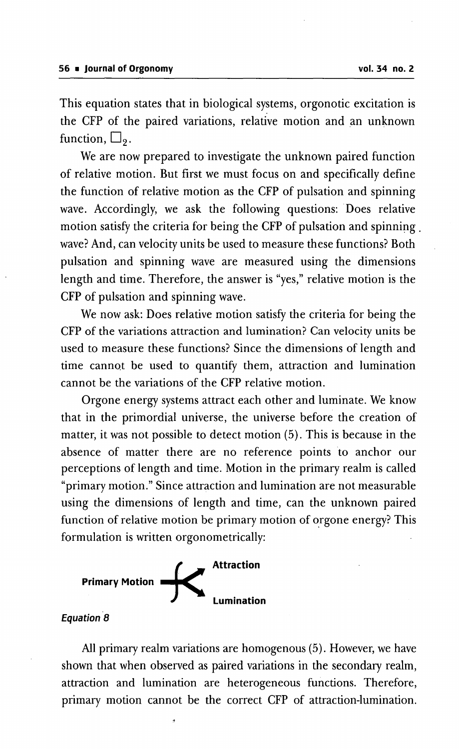This equation states that in biological systems, orgonotic excitation is the CFP of the paired variations, relative motion and an unknown function, $\square_2$.

We are now prepared to investigate the unknown paired function of relative motion. But first we must focus on and specifically define the function of relative motion as the CFP of pulsation and spinning wave. Accordingly, we ask the following questions: Does relative motion satisfy the criteria for being the CFP of pulsation and spinning wave? And, can velocity units be used to measure these functions? Both pulsation and spinning wave are measured using the dimensions length and time. Therefore, the answer is "yes," relative motion is the CFP of pulsation and spinning wave.

We now ask: Does relative motion satisfy the criteria for being the CFP of the variations attraction and lumination? Can velocity units be used to measure these functions? Since the dimensions of length and time cannot be used to quantify them, attraction and lumination cannot be the variations of the CFP relative motion.

Orgone energy systems attract each other and luminate. We know that in the primordial universe, the universe before the creation of matter, it was not possible to detect motion (5). This is because in the absence of matter there are no reference points to anchor our perceptions of length and time. Motion in the primary realm is called "primary motion." Since attraction and lumination are not measurable using the dimensions of length and time, can the unknown paired function of relative motion be primary motion of orgone energy? This formulation is written orgonometrically:

**Primary Motion** ⟶ **Attraction** / **Lumination**

*Equation 8*

All primary realm variations are homogenous (5). However, we have shown that when observed as paired variations in the secondary realm, attraction and lumination are heterogeneous functions. Therefore, primary motion cannot be the correct CFP of attraction-lumination.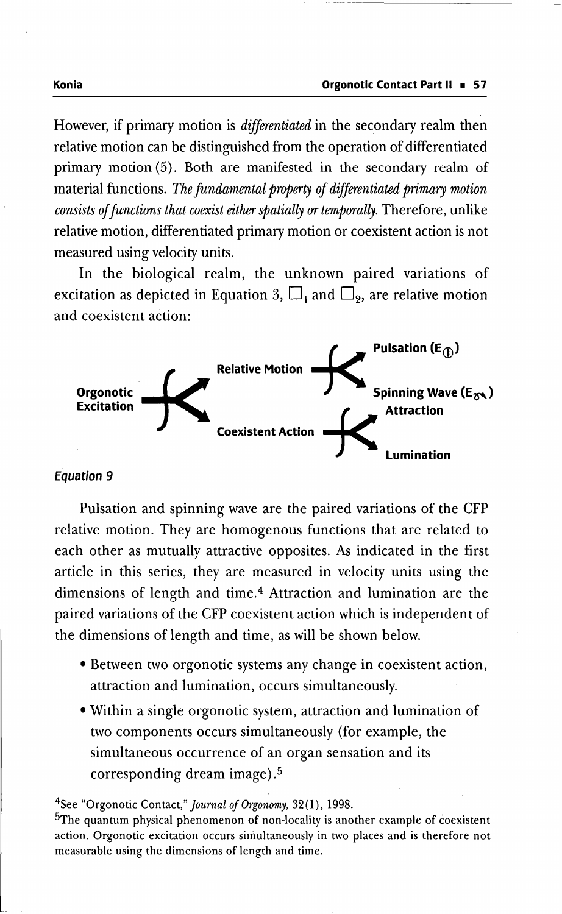However, if primary motion is *differentiated* in the secondary realm then relative motion can be distinguished from the operation of differentiated primary motion (5). Both are manifested in the secondary realm of material functions. *The fundamental property of differentiated primary motion consists of functions that coexist either spatially or temporally.* Therefore, unlike relative motion, differentiated primary motion or coexistent action is not measured using velocity units.

In the biological realm, the unknown paired variations of excitation as depicted in Equation 3, $\square_1$ and $\square_2$, are relative motion and coexistent action:

**Organotic Excitation** → **Relative Motion** → **Pulsation ($E_{⦶}$)**, **Spinning Wave ($E_{\gamma}$)**

**Organotic Excitation** → **Coexistent Action** → **Attraction**, **Lumination**

*Equation 9*

Pulsation and spinning wave are the paired variations of the CFP relative motion. They are homogenous functions that are related to each other as mutually attractive opposites. As indicated in the first article in this series, they are measured in velocity units using the dimensions of length and time.[4] Attraction and lumination are the paired variations of the CFP coexistent action which is independent of the dimensions of length and time, as will be shown below.

- Between two orgonotic systems any change in coexistent action, attraction and lumination, occurs simultaneously.
- Within a single orgonotic system, attraction and lumination of two components occurs simultaneously (for example, the simultaneous occurrence of an organ sensation and its corresponding dream image).[5]

[4] See "Orgonotic Contact," *Journal of Orgonomy,* 32(1), 1998.

[5] The quantum physical phenomenon of non-locality is another example of coexistent action. Orgonotic excitation occurs simultaneously in two places and is therefore not measurable using the dimensions of length and time.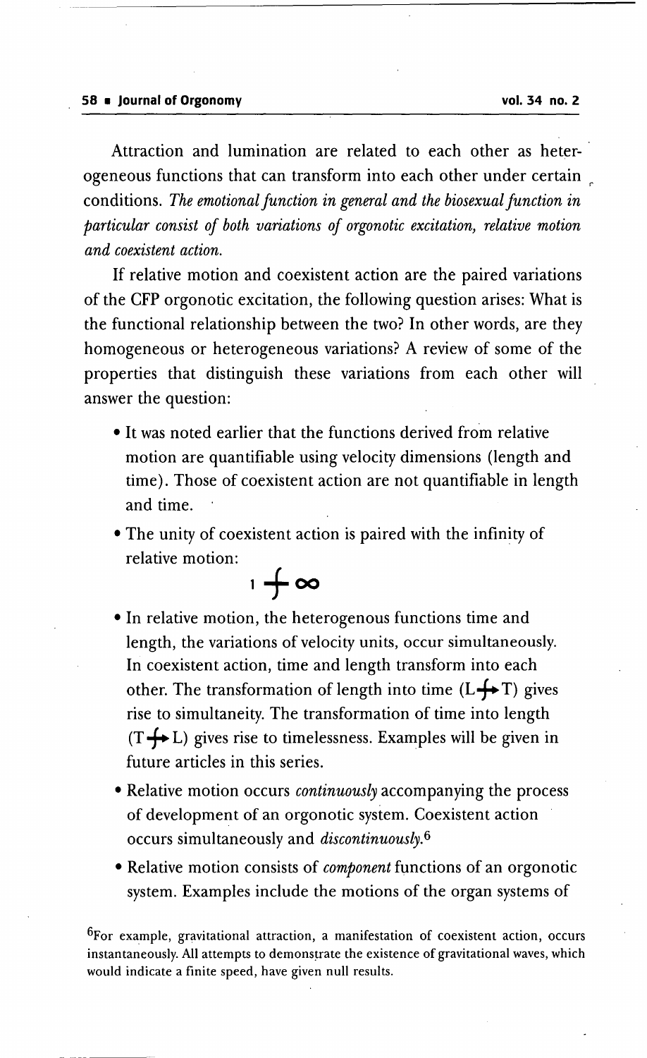Attraction and lumination are related to each other as heterogeneous functions that can transform into each other under certain conditions. *The emotional function in general and the biosexual function in particular consist of both variations of orgonotic excitation, relative motion and coexistent action.*

If relative motion and coexistent action are the paired variations of the CFP orgonotic excitation, the following question arises: What is the functional relationship between the two? In other words, are they homogeneous or heterogeneous variations? A review of some of the properties that distinguish these variations from each other will answer the question:

- It was noted earlier that the functions derived from relative motion are quantifiable using velocity dimensions (length and time). Those of coexistent action are not quantifiable in length and time.
- The unity of coexistent action is paired with the infinity of relative motion:

  $$1 \;\; \int \;\; \infty$$

- In relative motion, the heterogenous functions time and length, the variations of velocity units, occur simultaneously. In coexistent action, time and length transform into each other. The transformation of length into time (L⨍→T) gives rise to simultaneity. The transformation of time into length (T⨍→L) gives rise to timelessness. Examples will be given in future articles in this series.
- Relative motion occurs *continuously* accompanying the process of development of an orgonotic system. Coexistent action occurs simultaneously and *discontinuously*.[6]
- Relative motion consists of *component* functions of an orgonotic system. Examples include the motions of the organ systems of

[6]For example, gravitational attraction, a manifestation of coexistent action, occurs instantaneously. All attempts to demonstrate the existence of gravitational waves, which would indicate a finite speed, have given null results.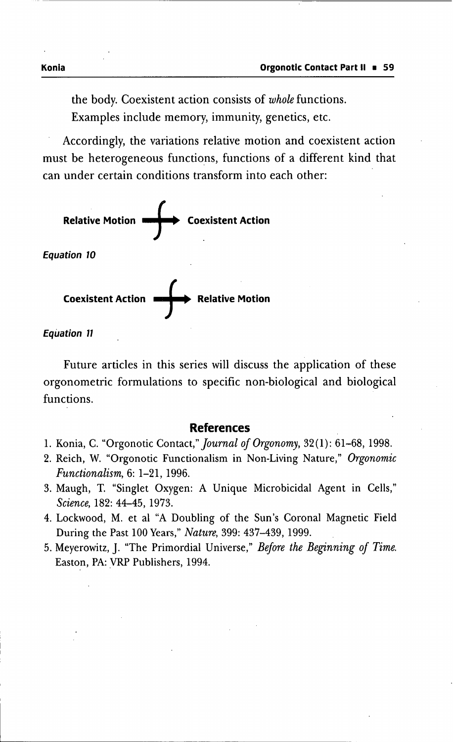the body. Coexistent action consists of *whole* functions. Examples include memory, immunity, genetics, etc.

Accordingly, the variations relative motion and coexistent action must be heterogeneous functions, functions of a different kind that can under certain conditions transform into each other:

**Relative Motion** $\longrightarrow\!\!\!\!\!\!\int$ **Coexistent Action**

*Equation 10*

**Coexistent Action** $\longrightarrow\!\!\!\!\!\!\int$ **Relative Motion**

*Equation 11*

Future articles in this series will discuss the application of these orgonometric formulations to specific non-biological and biological functions.

## References

1. Konia, C. "Orgonotic Contact," *Journal of Orgonomy*, 32(1): 61–68, 1998.
2. Reich, W. "Orgonotic Functionalism in Non-Living Nature," *Orgonomic Functionalism*, 6: 1–21, 1996.
3. Maugh, T. "Singlet Oxygen: A Unique Microbicidal Agent in Cells," *Science*, 182: 44–45, 1973.
4. Lockwood, M. et al "A Doubling of the Sun's Coronal Magnetic Field During the Past 100 Years," *Nature*, 399: 437–439, 1999.
5. Meyerowitz, J. "The Primordial Universe," *Before the Beginning of Time.* Easton, PA: VRP Publishers, 1994.